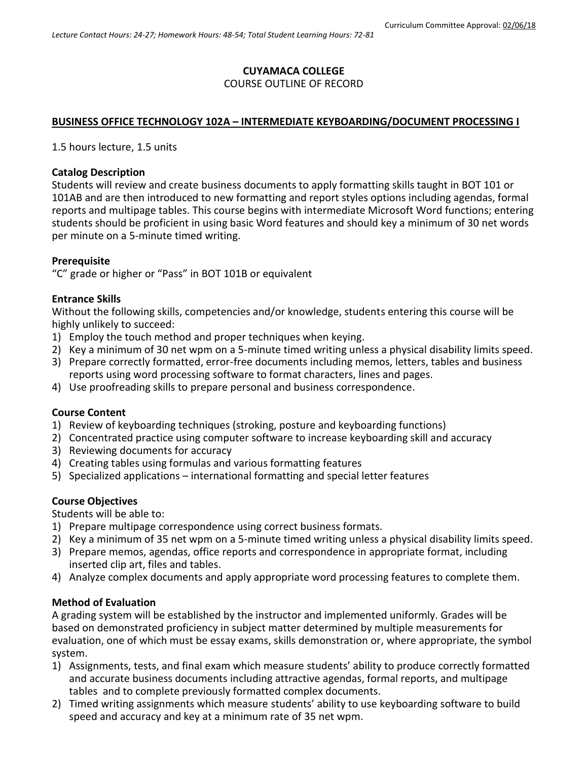Curriculum Committee Approval: 02/06/18

*Lecture Contact Hours: 24-27; Homework Hours: 48-54; Total Student Learning Hours: 72-81*

**CUYAMACA COLLEGE**
COURSE OUTLINE OF RECORD

**BUSINESS OFFICE TECHNOLOGY 102A – INTERMEDIATE KEYBOARDING/DOCUMENT PROCESSING I**

1.5 hours lecture, 1.5 units

**Catalog Description**
Students will review and create business documents to apply formatting skills taught in BOT 101 or 101AB and are then introduced to new formatting and report styles options including agendas, formal reports and multipage tables. This course begins with intermediate Microsoft Word functions; entering students should be proficient in using basic Word features and should key a minimum of 30 net words per minute on a 5-minute timed writing.

**Prerequisite**
"C" grade or higher or "Pass" in BOT 101B or equivalent

**Entrance Skills**
Without the following skills, competencies and/or knowledge, students entering this course will be highly unlikely to succeed:
1) Employ the touch method and proper techniques when keying.
2) Key a minimum of 30 net wpm on a 5-minute timed writing unless a physical disability limits speed.
3) Prepare correctly formatted, error-free documents including memos, letters, tables and business reports using word processing software to format characters, lines and pages.
4) Use proofreading skills to prepare personal and business correspondence.

**Course Content**
1) Review of keyboarding techniques (stroking, posture and keyboarding functions)
2) Concentrated practice using computer software to increase keyboarding skill and accuracy
3) Reviewing documents for accuracy
4) Creating tables using formulas and various formatting features
5) Specialized applications – international formatting and special letter features

**Course Objectives**
Students will be able to:
1) Prepare multipage correspondence using correct business formats.
2) Key a minimum of 35 net wpm on a 5-minute timed writing unless a physical disability limits speed.
3) Prepare memos, agendas, office reports and correspondence in appropriate format, including inserted clip art, files and tables.
4) Analyze complex documents and apply appropriate word processing features to complete them.

**Method of Evaluation**
A grading system will be established by the instructor and implemented uniformly. Grades will be based on demonstrated proficiency in subject matter determined by multiple measurements for evaluation, one of which must be essay exams, skills demonstration or, where appropriate, the symbol system.
1) Assignments, tests, and final exam which measure students' ability to produce correctly formatted and accurate business documents including attractive agendas, formal reports, and multipage tables and to complete previously formatted complex documents.
2) Timed writing assignments which measure students' ability to use keyboarding software to build speed and accuracy and key at a minimum rate of 35 net wpm.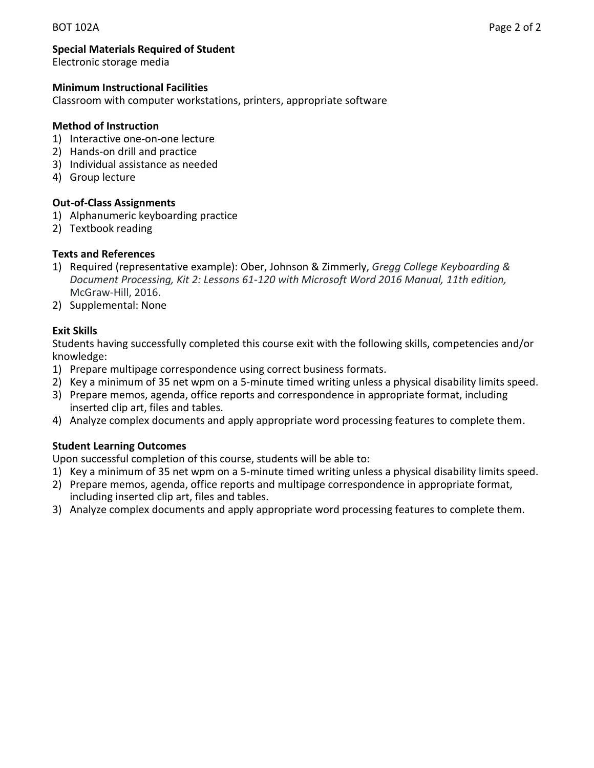**Special Materials Required of Student**
Electronic storage media

**Minimum Instructional Facilities**
Classroom with computer workstations, printers, appropriate software

**Method of Instruction**
1) Interactive one-on-one lecture
2) Hands-on drill and practice
3) Individual assistance as needed
4) Group lecture

**Out-of-Class Assignments**
1) Alphanumeric keyboarding practice
2) Textbook reading

**Texts and References**
1) Required (representative example): Ober, Johnson & Zimmerly, *Gregg College Keyboarding & Document Processing, Kit 2: Lessons 61-120 with Microsoft Word 2016 Manual, 11th edition,* McGraw-Hill, 2016.
2) Supplemental: None

**Exit Skills**
Students having successfully completed this course exit with the following skills, competencies and/or knowledge:
1) Prepare multipage correspondence using correct business formats.
2) Key a minimum of 35 net wpm on a 5-minute timed writing unless a physical disability limits speed.
3) Prepare memos, agenda, office reports and correspondence in appropriate format, including inserted clip art, files and tables.
4) Analyze complex documents and apply appropriate word processing features to complete them.

**Student Learning Outcomes**
Upon successful completion of this course, students will be able to:
1) Key a minimum of 35 net wpm on a 5-minute timed writing unless a physical disability limits speed.
2) Prepare memos, agenda, office reports and multipage correspondence in appropriate format, including inserted clip art, files and tables.
3) Analyze complex documents and apply appropriate word processing features to complete them.